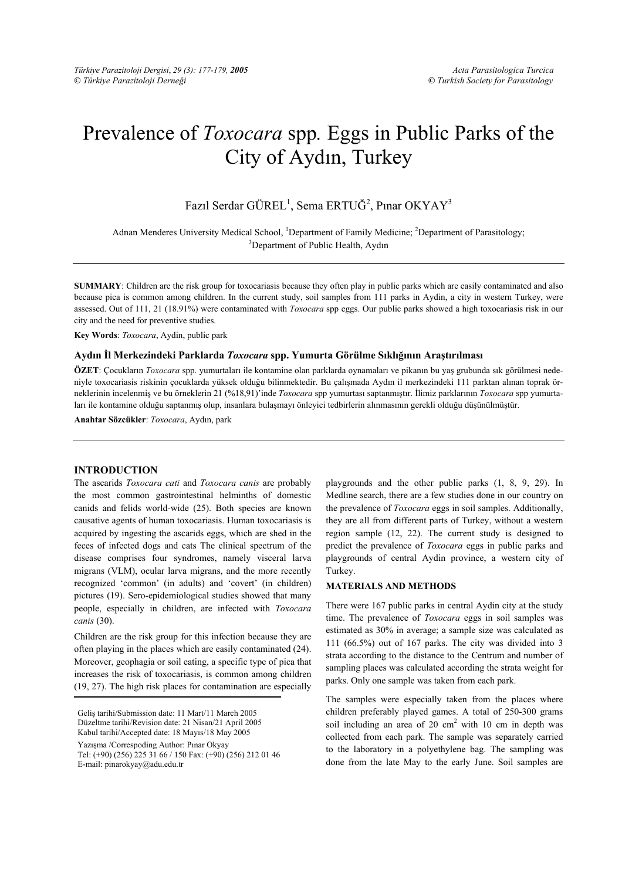# Prevalence of *Toxocara* spp. Eggs in Public Parks of the City of Aydın, Turkey

Fazıl Serdar GÜREL[1], Sema ERTUĞ[2], Pınar OKYAY[3]

Adnan Menderes University Medical School, [1]Department of Family Medicine; [2]Department of Parasitology; [3]Department of Public Health, Aydın

**SUMMARY**: Children are the risk group for toxocariasis because they often play in public parks which are easily contaminated and also because pica is common among children. In the current study, soil samples from 111 parks in Aydin, a city in western Turkey, were assessed. Out of 111, 21 (18.91%) were contaminated with *Toxocara* spp eggs. Our public parks showed a high toxocariasis risk in our city and the need for preventive studies.

**Key Words**: *Toxocara*, Aydin, public park

### Aydın İl Merkezindeki Parklarda *Toxocara* spp. Yumurta Görülme Sıklığının Araştırılması

**ÖZET**: Çocukların *Toxocara* spp. yumurtaları ile kontamine olan parklarda oynamaları ve pikanın bu yaş grubunda sık görülmesi nedeniyle toxocariasis riskinin çocuklarda yüksek olduğu bilinmektedir. Bu çalışmada Aydın il merkezindeki 111 parktan alınan toprak örneklerinin incelenmiş ve bu örneklerin 21 (%18,91)'inde *Toxocara* spp yumurtası saptanmıştır. İlimiz parklarının *Toxocara* spp yumurtaları ile kontamine olduğu saptanmış olup, insanlara bulaşmayı önleyici tedbirlerin alınmasının gerekli olduğu düşünülmüştür.

**Anahtar Sözcükler**: *Toxocara*, Aydın, park

## INTRODUCTION

The ascarids *Toxocara cati* and *Toxocara canis* are probably the most common gastrointestinal helminths of domestic canids and felids world-wide (25). Both species are known causative agents of human toxocariasis. Human toxocariasis is acquired by ingesting the ascarids eggs, which are shed in the feces of infected dogs and cats The clinical spectrum of the disease comprises four syndromes, namely visceral larva migrans (VLM), ocular larva migrans, and the more recently recognized 'common' (in adults) and 'covert' (in children) pictures (19). Sero-epidemiological studies showed that many people, especially in children, are infected with *Toxocara canis* (30).

Children are the risk group for this infection because they are often playing in the places which are easily contaminated (24). Moreover, geophagia or soil eating, a specific type of pica that increases the risk of toxocariasis, is common among children (19, 27). The high risk places for contamination are especially playgrounds and the other public parks (1, 8, 9, 29). In Medline search, there are a few studies done in our country on the prevalence of *Toxocara* eggs in soil samples. Additionally, they are all from different parts of Turkey, without a western region sample (12, 22). The current study is designed to predict the prevalence of *Toxocara* eggs in public parks and playgrounds of central Aydin province, a western city of Turkey.

## MATERIALS AND METHODS

There were 167 public parks in central Aydin city at the study time. The prevalence of *Toxocara* eggs in soil samples was estimated as 30% in average; a sample size was calculated as 111 (66.5%) out of 167 parks. The city was divided into 3 strata according to the distance to the Centrum and number of sampling places was calculated according the strata weight for parks. Only one sample was taken from each park.

The samples were especially taken from the places where children preferably played games. A total of 250-300 grams soil including an area of 20 cm$^2$ with 10 cm in depth was collected from each park. The sample was separately carried to the laboratory in a polyethylene bag. The sampling was done from the late May to the early June. Soil samples are

Geliş tarihi/Submission date: 11 Mart/11 March 2005
Düzeltme tarihi/Revision date: 21 Nisan/21 April 2005
Kabul tarihi/Accepted date: 18 Mayıs/18 May 2005
Yazışma /Correspoding Author: Pınar Okyay
Tel: (+90) (256) 225 31 66 / 150 Fax: (+90) (256) 212 01 46
E-mail: pinarokyay@adu.edu.tr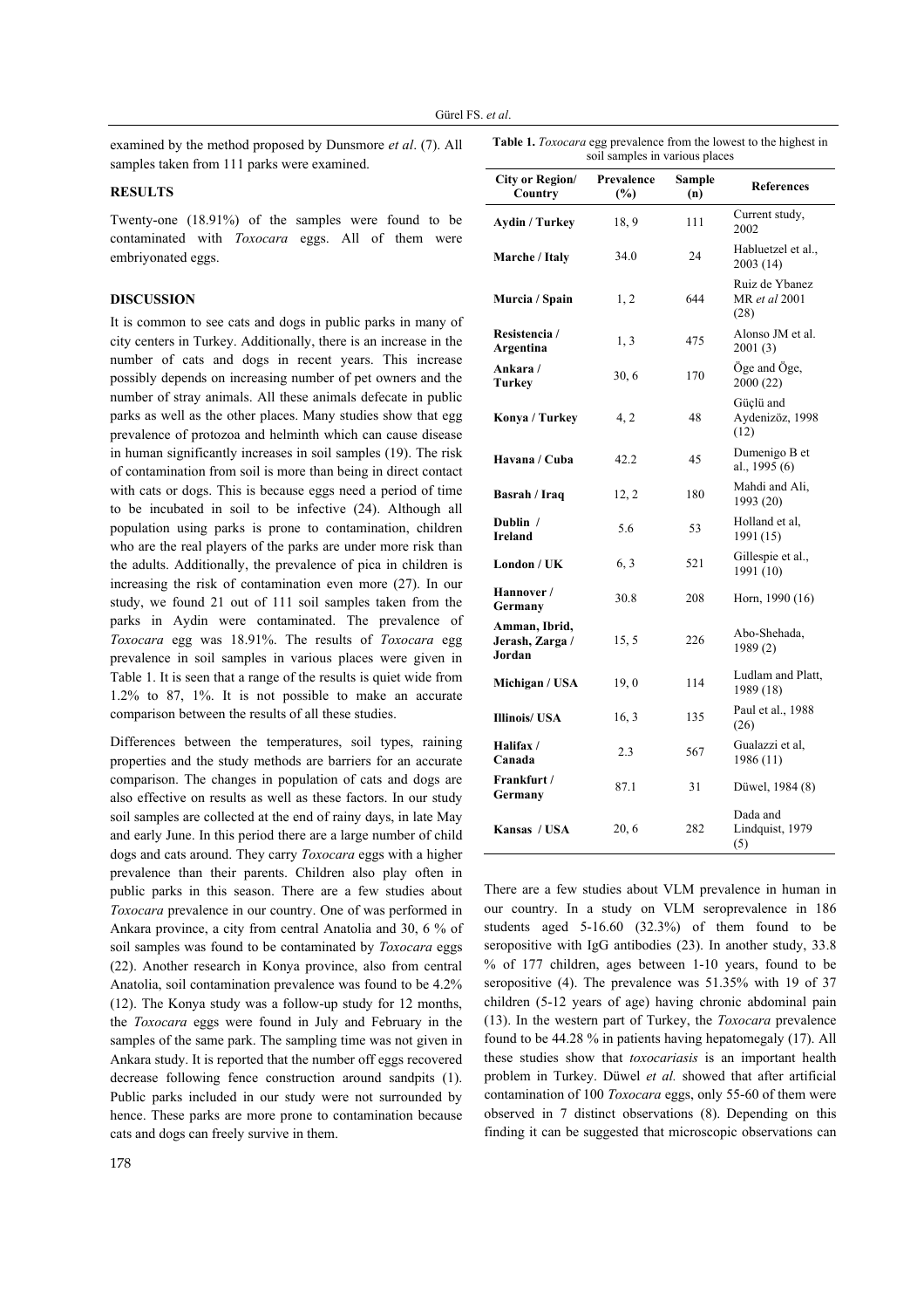examined by the method proposed by Dunsmore *et al*. (7). All samples taken from 111 parks were examined.

## RESULTS

Twenty-one (18.91%) of the samples were found to be contaminated with *Toxocara* eggs. All of them were embriyonated eggs.

## DISCUSSION

It is common to see cats and dogs in public parks in many of city centers in Turkey. Additionally, there is an increase in the number of cats and dogs in recent years. This increase possibly depends on increasing number of pet owners and the number of stray animals. All these animals defecate in public parks as well as the other places. Many studies show that egg prevalence of protozoa and helminth which can cause disease in human significantly increases in soil samples (19). The risk of contamination from soil is more than being in direct contact with cats or dogs. This is because eggs need a period of time to be incubated in soil to be infective (24). Although all population using parks is prone to contamination, children who are the real players of the parks are under more risk than the adults. Additionally, the prevalence of pica in children is increasing the risk of contamination even more (27). In our study, we found 21 out of 111 soil samples taken from the parks in Aydin were contaminated. The prevalence of *Toxocara* egg was 18.91%. The results of *Toxocara* egg prevalence in soil samples in various places were given in Table 1. It is seen that a range of the results is quiet wide from 1.2% to 87, 1%. It is not possible to make an accurate comparison between the results of all these studies.

Differences between the temperatures, soil types, raining properties and the study methods are barriers for an accurate comparison. The changes in population of cats and dogs are also effective on results as well as these factors. In our study soil samples are collected at the end of rainy days, in late May and early June. In this period there are a large number of child dogs and cats around. They carry *Toxocara* eggs with a higher prevalence than their parents. Children also play often in public parks in this season. There are a few studies about *Toxocara* prevalence in our country. One of was performed in Ankara province, a city from central Anatolia and 30, 6 % of soil samples was found to be contaminated by *Toxocara* eggs (22). Another research in Konya province, also from central Anatolia, soil contamination prevalence was found to be 4.2% (12). The Konya study was a follow-up study for 12 months, the *Toxocara* eggs were found in July and February in the samples of the same park. The sampling time was not given in Ankara study. It is reported that the number off eggs recovered decrease following fence construction around sandpits (1). Public parks included in our study were not surrounded by hence. These parks are more prone to contamination because cats and dogs can freely survive in them.

**Table 1.** *Toxocara* egg prevalence from the lowest to the highest in soil samples in various places

| City or Region/ Country | Prevalence (%) | Sample (n) | References |
|---|---|---|---|
| **Aydin / Turkey** | 18, 9 | 111 | Current study, 2002 |
| **Marche / Italy** | 34.0 | 24 | Habluetzel et al., 2003 (14) |
| **Murcia / Spain** | 1, 2 | 644 | Ruiz de Ybanez MR *et al* 2001 (28) |
| **Resistencia / Argentina** | 1, 3 | 475 | Alonso JM et al. 2001 (3) |
| **Ankara / Turkey** | 30, 6 | 170 | Öge and Öge, 2000 (22) |
| **Konya / Turkey** | 4, 2 | 48 | Güçlü and Aydenizöz, 1998 (12) |
| **Havana / Cuba** | 42.2 | 45 | Dumenigo B et al., 1995 (6) |
| **Basrah / Iraq** | 12, 2 | 180 | Mahdi and Ali, 1993 (20) |
| **Dublin / Ireland** | 5.6 | 53 | Holland et al, 1991 (15) |
| **London / UK** | 6, 3 | 521 | Gillespie et al., 1991 (10) |
| **Hannover / Germany** | 30.8 | 208 | Horn, 1990 (16) |
| **Amman, Ibrid, Jerash, Zarga / Jordan** | 15, 5 | 226 | Abo-Shehada, 1989 (2) |
| **Michigan / USA** | 19, 0 | 114 | Ludlam and Platt, 1989 (18) |
| **Illinois/ USA** | 16, 3 | 135 | Paul et al., 1988 (26) |
| **Halifax / Canada** | 2.3 | 567 | Gualazzi et al, 1986 (11) |
| **Frankfurt / Germany** | 87.1 | 31 | Düwel, 1984 (8) |
| **Kansas / USA** | 20, 6 | 282 | Dada and Lindquist, 1979 (5) |

There are a few studies about VLM prevalence in human in our country. In a study on VLM seroprevalence in 186 students aged 5-16.60 (32.3%) of them found to be seropositive with IgG antibodies (23). In another study, 33.8 % of 177 children, ages between 1-10 years, found to be seropositive (4). The prevalence was 51.35% with 19 of 37 children (5-12 years of age) having chronic abdominal pain (13). In the western part of Turkey, the *Toxocara* prevalence found to be 44.28 % in patients having hepatomegaly (17). All these studies show that *toxocariasis* is an important health problem in Turkey. Düwel *et al.* showed that after artificial contamination of 100 *Toxocara* eggs, only 55-60 of them were observed in 7 distinct observations (8). Depending on this finding it can be suggested that microscopic observations can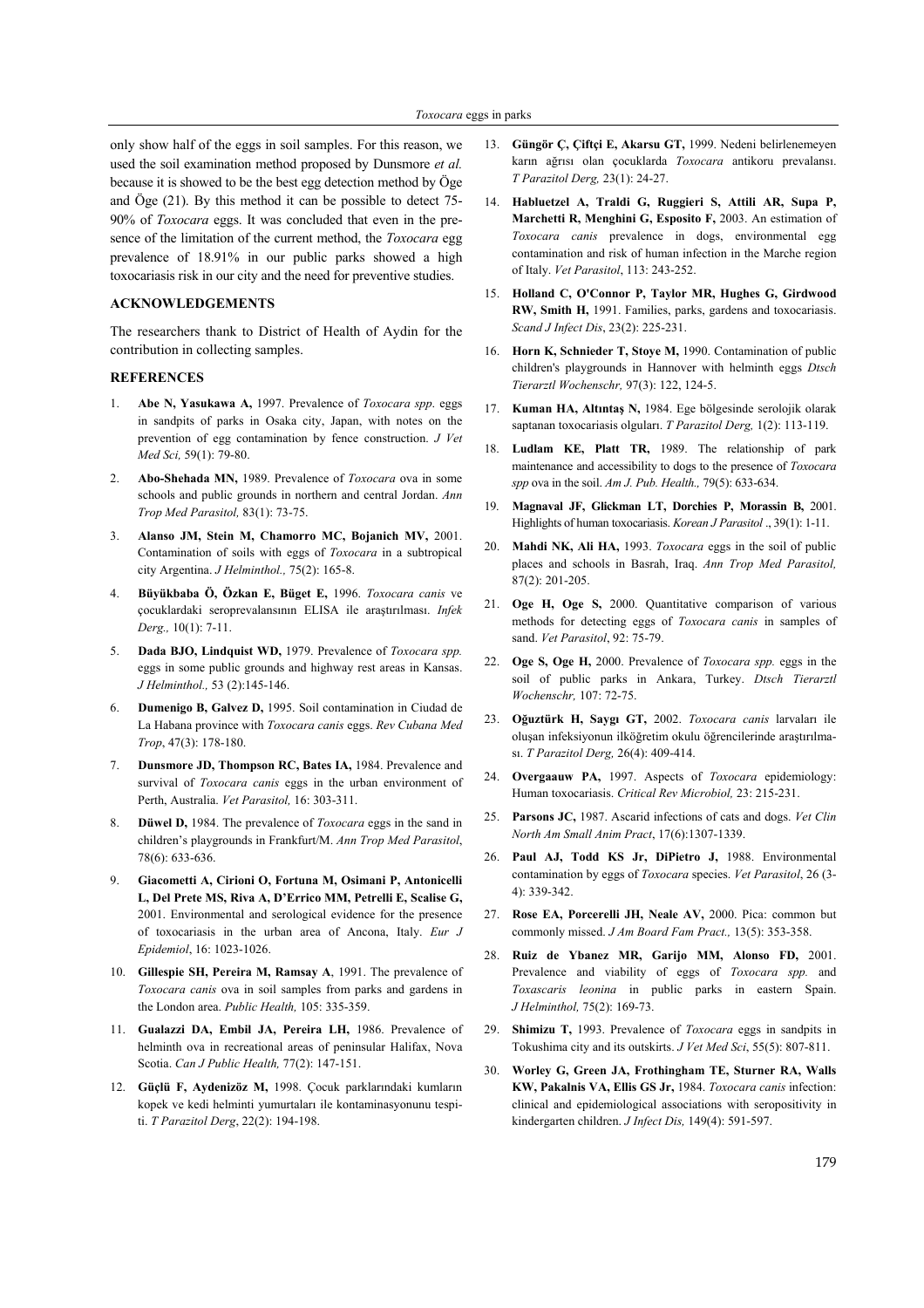only show half of the eggs in soil samples. For this reason, we used the soil examination method proposed by Dunsmore *et al.* because it is showed to be the best egg detection method by Öge and Öge (21). By this method it can be possible to detect 75-90% of *Toxocara* eggs. It was concluded that even in the presence of the limitation of the current method, the *Toxocara* egg prevalence of 18.91% in our public parks showed a high toxocariasis risk in our city and the need for preventive studies.

## ACKNOWLEDGEMENTS

The researchers thank to District of Health of Aydin for the contribution in collecting samples.

## REFERENCES

1. **Abe N, Yasukawa A,** 1997. Prevalence of *Toxocara spp.* eggs in sandpits of parks in Osaka city, Japan, with notes on the prevention of egg contamination by fence construction. *J Vet Med Sci,* 59(1): 79-80.
2. **Abo-Shehada MN,** 1989. Prevalence of *Toxocara* ova in some schools and public grounds in northern and central Jordan. *Ann Trop Med Parasitol,* 83(1): 73-75.
3. **Alanso JM, Stein M, Chamorro MC, Bojanich MV,** 2001. Contamination of soils with eggs of *Toxocara* in a subtropical city Argentina. *J Helminthol.,* 75(2): 165-8.
4. **Büyükbaba Ö, Özkan E, Büget E,** 1996. *Toxocara canis* ve çocuklardaki seroprevalansının ELISA ile araştırılması. *Infek Derg.,* 10(1): 7-11.
5. **Dada BJO, Lindquist WD,** 1979. Prevalence of *Toxocara spp.* eggs in some public grounds and highway rest areas in Kansas. *J Helminthol.,* 53 (2):145-146.
6. **Dumenigo B, Galvez D,** 1995. Soil contamination in Ciudad de La Habana province with *Toxocara canis* eggs. *Rev Cubana Med Trop*, 47(3): 178-180.
7. **Dunsmore JD, Thompson RC, Bates IA,** 1984. Prevalence and survival of *Toxocara canis* eggs in the urban environment of Perth, Australia. *Vet Parasitol,* 16: 303-311.
8. **Düwel D,** 1984. The prevalence of *Toxocara* eggs in the sand in children's playgrounds in Frankfurt/M. *Ann Trop Med Parasitol*, 78(6): 633-636.
9. **Giacometti A, Cirioni O, Fortuna M, Osimani P, Antonicelli L, Del Prete MS, Riva A, D'Errico MM, Petrelli E, Scalise G,** 2001. Environmental and serological evidence for the presence of toxocariasis in the urban area of Ancona, Italy. *Eur J Epidemiol*, 16: 1023-1026.
10. **Gillespie SH, Pereira M, Ramsay A**, 1991. The prevalence of *Toxocara canis* ova in soil samples from parks and gardens in the London area. *Public Health,* 105: 335-359.
11. **Gualazzi DA, Embil JA, Pereira LH,** 1986. Prevalence of helminth ova in recreational areas of peninsular Halifax, Nova Scotia. *Can J Public Health,* 77(2): 147-151.
12. **Güçlü F, Aydenizöz M,** 1998. Çocuk parklarındaki kumların kopek ve kedi helminti yumurtaları ile kontaminasyonunu tespiti. *T Parazitol Derg*, 22(2): 194-198.
13. **Güngör Ç, Çiftçi E, Akarsu GT,** 1999. Nedeni belirlenemeyen karın ağrısı olan çocuklarda *Toxocara* antikoru prevalansı. *T Parazitol Derg,* 23(1): 24-27.
14. **Habluetzel A, Traldi G, Ruggieri S, Attili AR, Supa P, Marchetti R, Menghini G, Esposito F,** 2003. An estimation of *Toxocara canis* prevalence in dogs, environmental egg contamination and risk of human infection in the Marche region of Italy. *Vet Parasitol*, 113: 243-252.
15. **Holland C, O'Connor P, Taylor MR, Hughes G, Girdwood RW, Smith H,** 1991. Families, parks, gardens and toxocariasis. *Scand J Infect Dis*, 23(2): 225-231.
16. **Horn K, Schnieder T, Stoye M,** 1990. Contamination of public children's playgrounds in Hannover with helminth eggs *Dtsch Tierarztl Wochenschr,* 97(3): 122, 124-5.
17. **Kuman HA, Altıntaş N,** 1984. Ege bölgesinde serolojik olarak saptanan toxocariasis olguları. *T Parazitol Derg,* 1(2): 113-119.
18. **Ludlam KE, Platt TR,** 1989. The relationship of park maintenance and accessibility to dogs to the presence of *Toxocara spp* ova in the soil. *Am J. Pub. Health.,* 79(5): 633-634.
19. **Magnaval JF, Glickman LT, Dorchies P, Morassin B,** 2001. Highlights of human toxocariasis. *Korean J Parasitol* ., 39(1): 1-11.
20. **Mahdi NK, Ali HA,** 1993. *Toxocara* eggs in the soil of public places and schools in Basrah, Iraq. *Ann Trop Med Parasitol,* 87(2): 201-205.
21. **Oge H, Oge S,** 2000. Quantitative comparison of various methods for detecting eggs of *Toxocara canis* in samples of sand. *Vet Parasitol*, 92: 75-79.
22. **Oge S, Oge H,** 2000. Prevalence of *Toxocara spp.* eggs in the soil of public parks in Ankara, Turkey. *Dtsch Tierarztl Wochenschr,* 107: 72-75.
23. **Oğuztürk H, Saygı GT,** 2002. *Toxocara canis* larvaları ile oluşan infeksiyonun ilköğretim okulu öğrencilerinde araştırılması. *T Parazitol Derg,* 26(4): 409-414.
24. **Overgaauw PA,** 1997. Aspects of *Toxocara* epidemiology: Human toxocariasis. *Critical Rev Microbiol,* 23: 215-231.
25. **Parsons JC,** 1987. Ascarid infections of cats and dogs. *Vet Clin North Am Small Anim Pract*, 17(6):1307-1339.
26. **Paul AJ, Todd KS Jr, DiPietro J,** 1988. Environmental contamination by eggs of *Toxocara* species. *Vet Parasitol*, 26 (3-4): 339-342.
27. **Rose EA, Porcerelli JH, Neale AV,** 2000. Pica: common but commonly missed. *J Am Board Fam Pract.,* 13(5): 353-358.
28. **Ruiz de Ybanez MR, Garijo MM, Alonso FD,** 2001. Prevalence and viability of eggs of *Toxocara spp.* and *Toxascaris leonina* in public parks in eastern Spain. *J Helminthol,* 75(2): 169-73.
29. **Shimizu T,** 1993. Prevalence of *Toxocara* eggs in sandpits in Tokushima city and its outskirts. *J Vet Med Sci*, 55(5): 807-811.
30. **Worley G, Green JA, Frothingham TE, Sturner RA, Walls KW, Pakalnis VA, Ellis GS Jr,** 1984. *Toxocara canis* infection: clinical and epidemiological associations with seropositivity in kindergarten children. *J Infect Dis,* 149(4): 591-597.